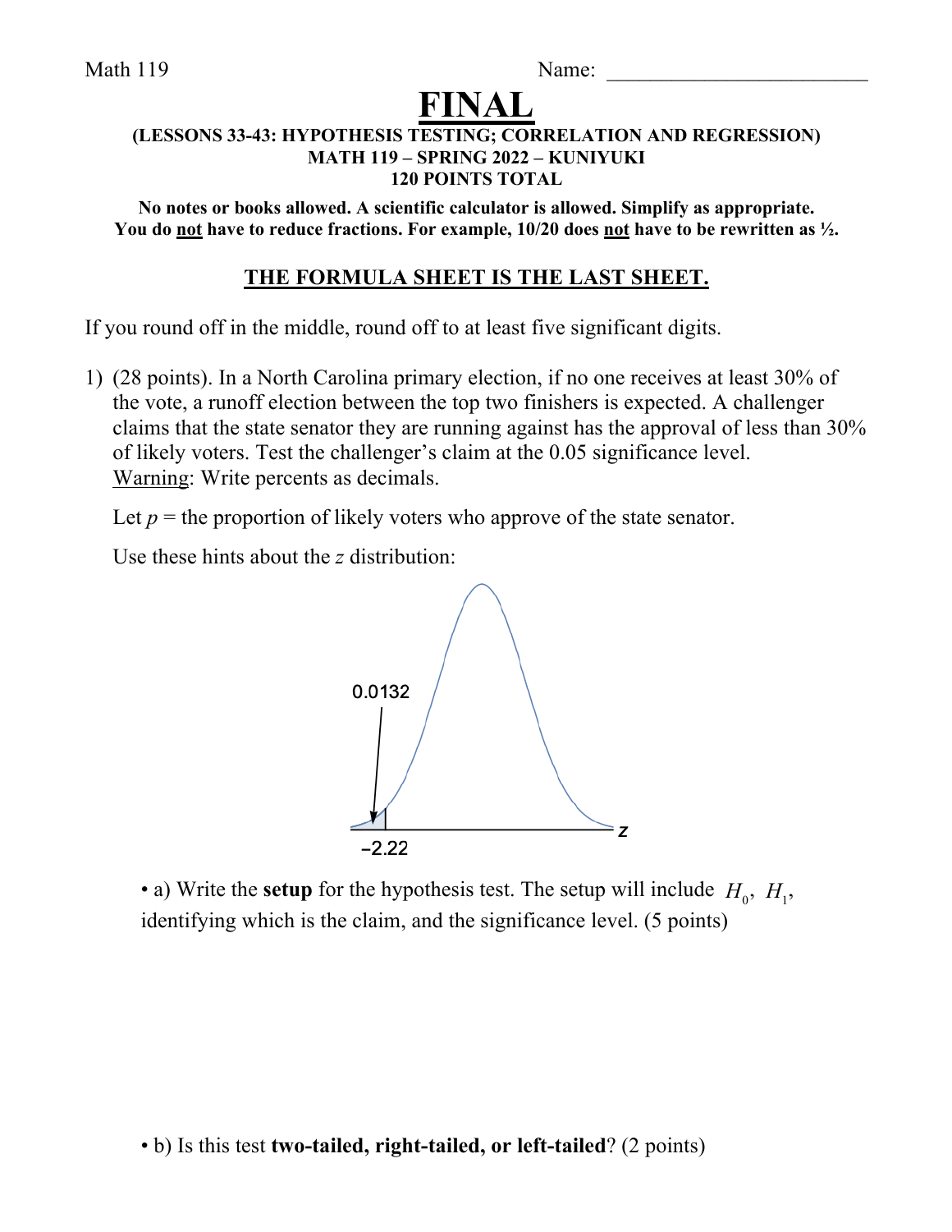Math 119 Name: ________________________

# FINAL

**(LESSONS 33-43: HYPOTHESIS TESTING; CORRELATION AND REGRESSION)**
**MATH 119 – SPRING 2022 – KUNIYUKI**
**120 POINTS TOTAL**

**No notes or books allowed. A scientific calculator is allowed. Simplify as appropriate. You do not have to reduce fractions. For example, 10/20 does not have to be rewritten as ½.**

**THE FORMULA SHEET IS THE LAST SHEET.**

If you round off in the middle, round off to at least five significant digits.

1) (28 points). In a North Carolina primary election, if no one receives at least 30% of the vote, a runoff election between the top two finishers is expected. A challenger claims that the state senator they are running against has the approval of less than 30% of likely voters. Test the challenger's claim at the 0.05 significance level. Warning: Write percents as decimals.

Let $p$ = the proportion of likely voters who approve of the state senator.

Use these hints about the $z$ distribution:

0.0132

−2.22

$z$

• a) Write the **setup** for the hypothesis test. The setup will include $H_0$, $H_1$, identifying which is the claim, and the significance level. (5 points)

• b) Is this test **two-tailed, right-tailed, or left-tailed**? (2 points)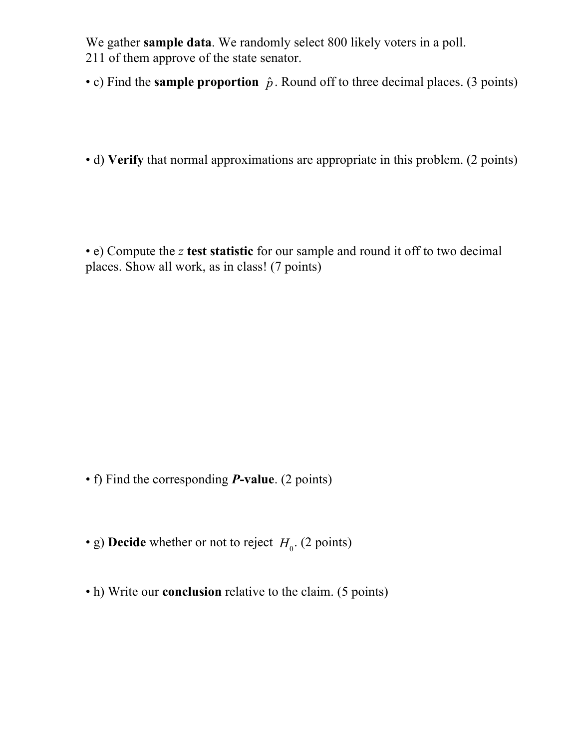We gather **sample data**. We randomly select 800 likely voters in a poll.
211 of them approve of the state senator.

- c) Find the **sample proportion** $\hat{p}$. Round off to three decimal places. (3 points)

- d) **Verify** that normal approximations are appropriate in this problem. (2 points)

- e) Compute the $z$ **test statistic** for our sample and round it off to two decimal places. Show all work, as in class! (7 points)

- f) Find the corresponding ***P*-value**. (2 points)

- g) **Decide** whether or not to reject $H_0$. (2 points)

- h) Write our **conclusion** relative to the claim. (5 points)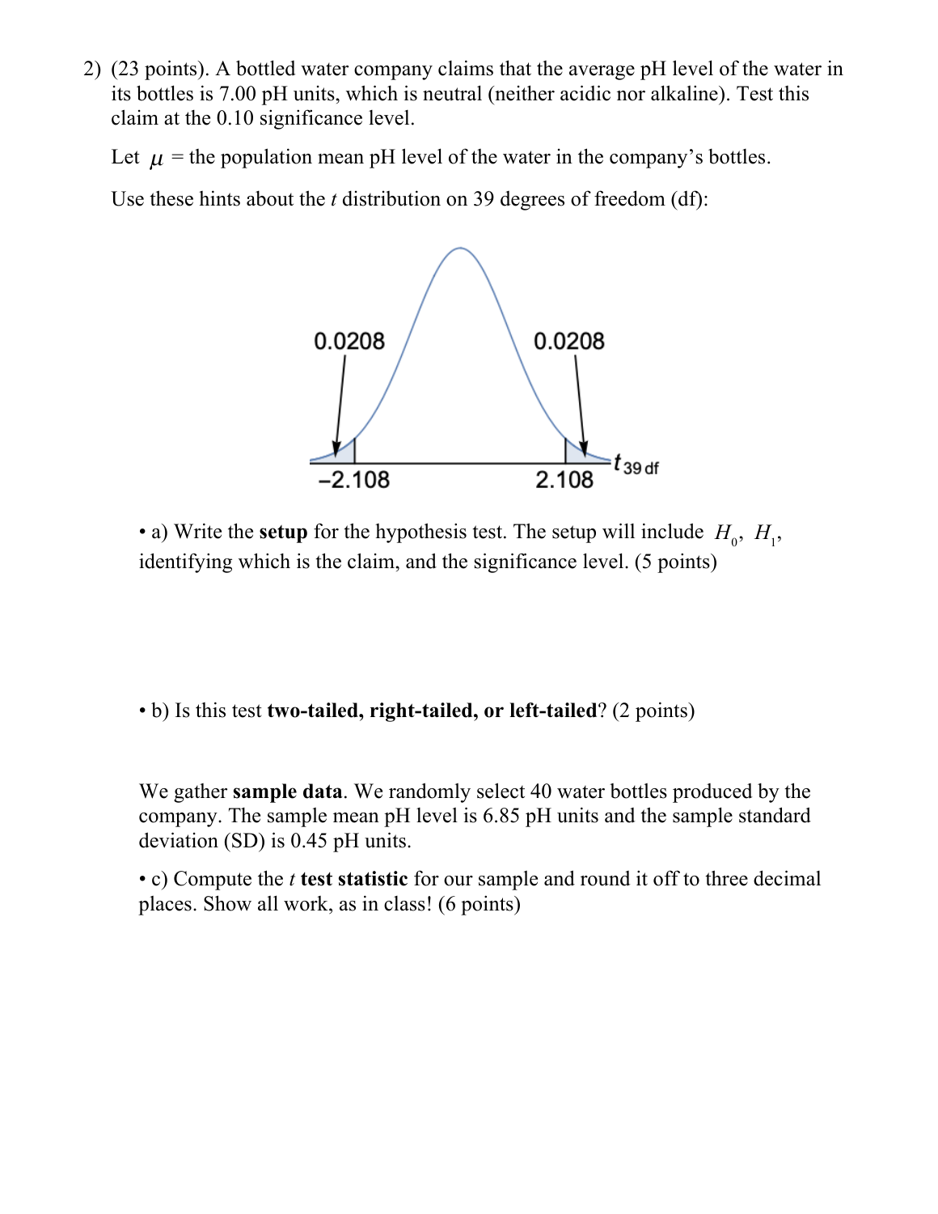2) (23 points). A bottled water company claims that the average pH level of the water in its bottles is 7.00 pH units, which is neutral (neither acidic nor alkaline). Test this claim at the 0.10 significance level.

Let $\mu$ = the population mean pH level of the water in the company's bottles.

Use these hints about the $t$ distribution on 39 degrees of freedom (df):

0.0208 0.0208

−2.108 2.108 $t_{39\text{ df}}$

- a) Write the **setup** for the hypothesis test. The setup will include $H_0$, $H_1$, identifying which is the claim, and the significance level. (5 points)

- b) Is this test **two-tailed, right-tailed, or left-tailed**? (2 points)

We gather **sample data**. We randomly select 40 water bottles produced by the company. The sample mean pH level is 6.85 pH units and the sample standard deviation (SD) is 0.45 pH units.

- c) Compute the $t$ **test statistic** for our sample and round it off to three decimal places. Show all work, as in class! (6 points)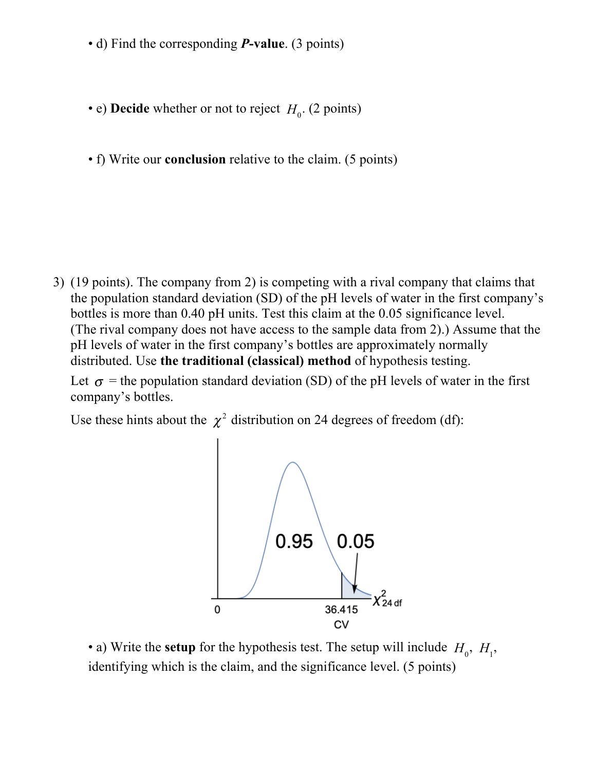- d) Find the corresponding ***P*-value**. (3 points)

- e) **Decide** whether or not to reject $H_0$. (2 points)

- f) Write our **conclusion** relative to the claim. (5 points)

3) (19 points). The company from 2) is competing with a rival company that claims that the population standard deviation (SD) of the pH levels of water in the first company's bottles is more than 0.40 pH units. Test this claim at the 0.05 significance level. (The rival company does not have access to the sample data from 2).) Assume that the pH levels of water in the first company's bottles are approximately normally distributed. Use **the traditional (classical) method** of hypothesis testing.

   Let $\sigma$ = the population standard deviation (SD) of the pH levels of water in the first company's bottles.

   Use these hints about the $\chi^2$ distribution on 24 degrees of freedom (df):

   0.95 | 0.05

   0 | 36.415 CV | $\chi^2_{24 \text{ df}}$

   - a) Write the **setup** for the hypothesis test. The setup will include $H_0$, $H_1$, identifying which is the claim, and the significance level. (5 points)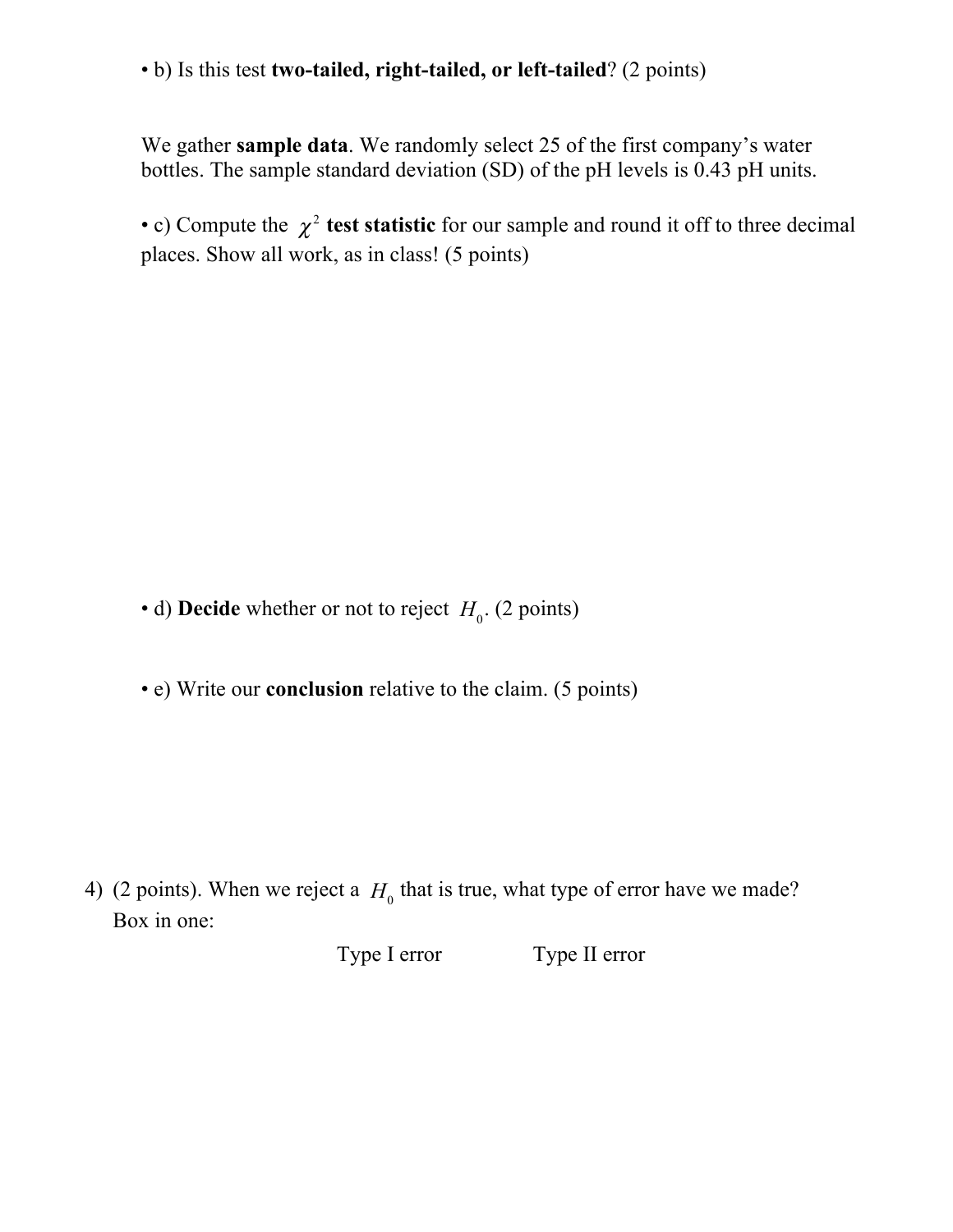- b) Is this test **two-tailed, right-tailed, or left-tailed**? (2 points)

We gather **sample data**. We randomly select 25 of the first company's water bottles. The sample standard deviation (SD) of the pH levels is 0.43 pH units.

- c) Compute the $\chi^2$ **test statistic** for our sample and round it off to three decimal places. Show all work, as in class! (5 points)

- d) **Decide** whether or not to reject $H_0$. (2 points)

- e) Write our **conclusion** relative to the claim. (5 points)

4) (2 points). When we reject a $H_0$ that is true, what type of error have we made? Box in one:

Type I error          Type II error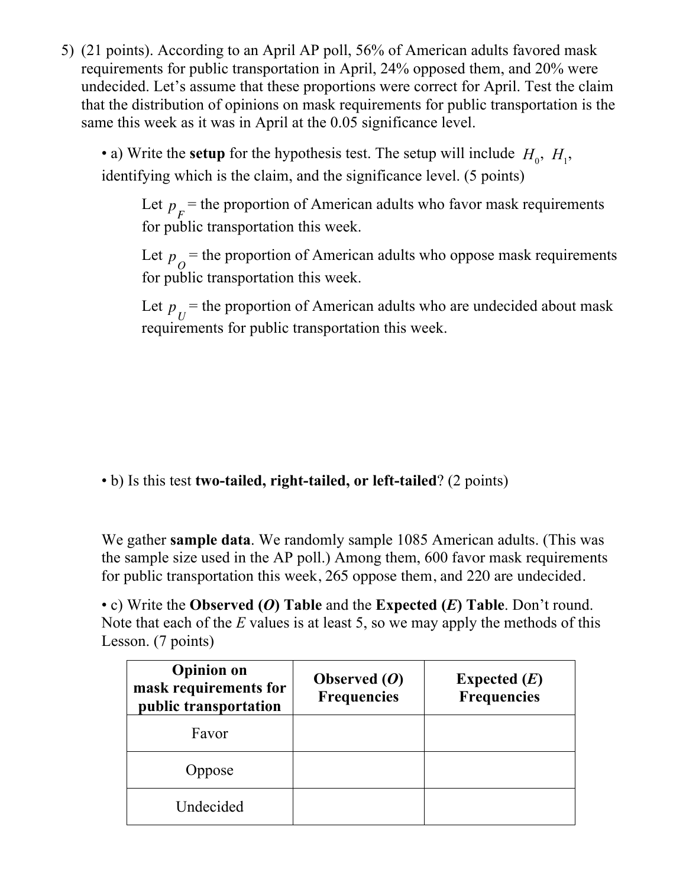5) (21 points). According to an April AP poll, 56% of American adults favored mask requirements for public transportation in April, 24% opposed them, and 20% were undecided. Let's assume that these proportions were correct for April. Test the claim that the distribution of opinions on mask requirements for public transportation is the same this week as it was in April at the 0.05 significance level.

- a) Write the **setup** for the hypothesis test. The setup will include $H_0$, $H_1$, identifying which is the claim, and the significance level. (5 points)

  Let $p_F$ = the proportion of American adults who favor mask requirements for public transportation this week.

  Let $p_O$ = the proportion of American adults who oppose mask requirements for public transportation this week.

  Let $p_U$ = the proportion of American adults who are undecided about mask requirements for public transportation this week.

- b) Is this test **two-tailed, right-tailed, or left-tailed**? (2 points)

We gather **sample data**. We randomly sample 1085 American adults. (This was the sample size used in the AP poll.) Among them, 600 favor mask requirements for public transportation this week, 265 oppose them, and 220 are undecided.

- c) Write the **Observed (*O*) Table** and the **Expected (*E*) Table**. Don't round. Note that each of the *E* values is at least 5, so we may apply the methods of this Lesson. (7 points)

| **Opinion on mask requirements for public transportation** | **Observed (*O*) Frequencies** | **Expected (*E*) Frequencies** |
|---|---|---|
| Favor | | |
| Oppose | | |
| Undecided | | |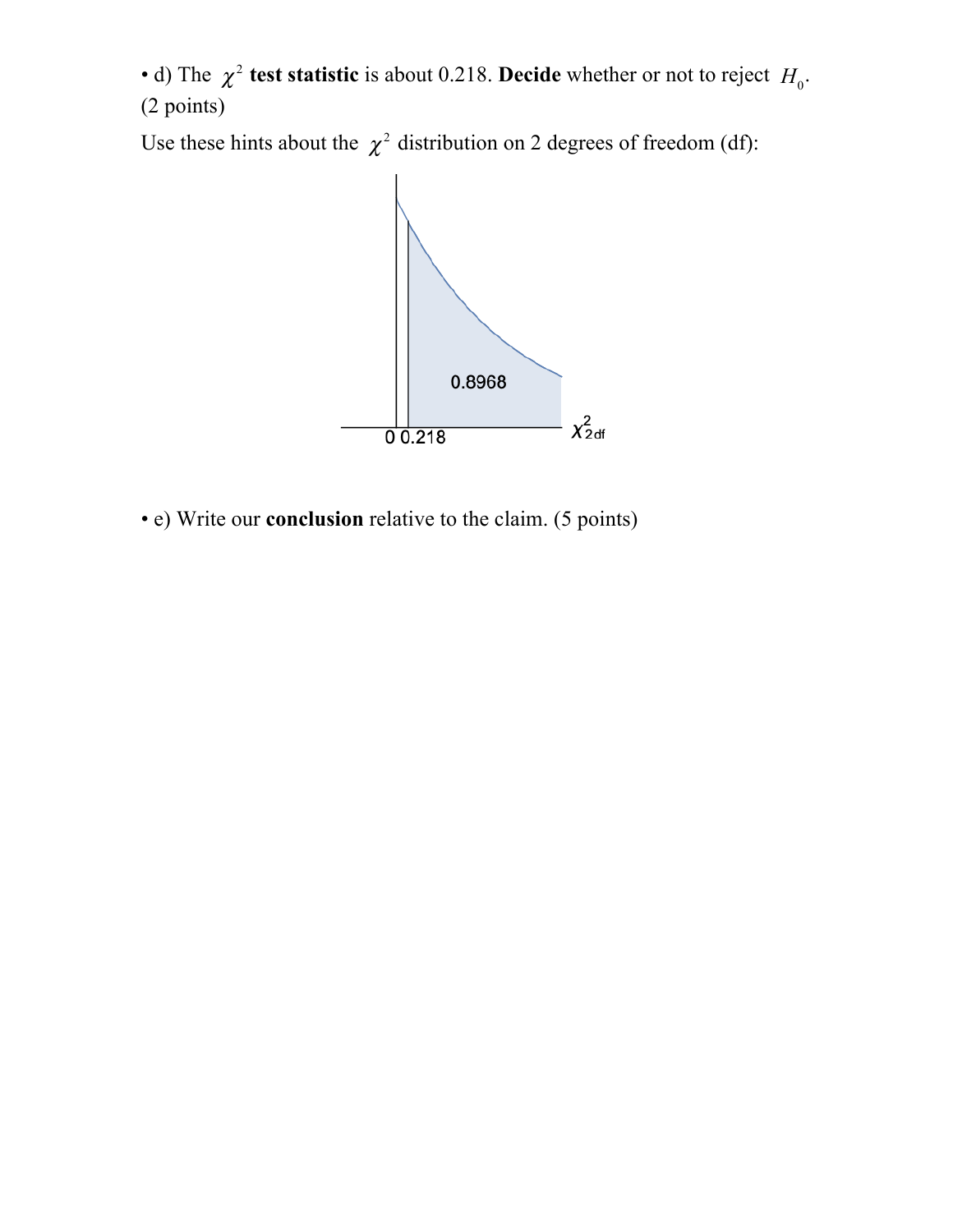• d) The $\chi^2$ **test statistic** is about 0.218. **Decide** whether or not to reject $H_0$. (2 points)

Use these hints about the $\chi^2$ distribution on 2 degrees of freedom (df):

• e) Write our **conclusion** relative to the claim. (5 points)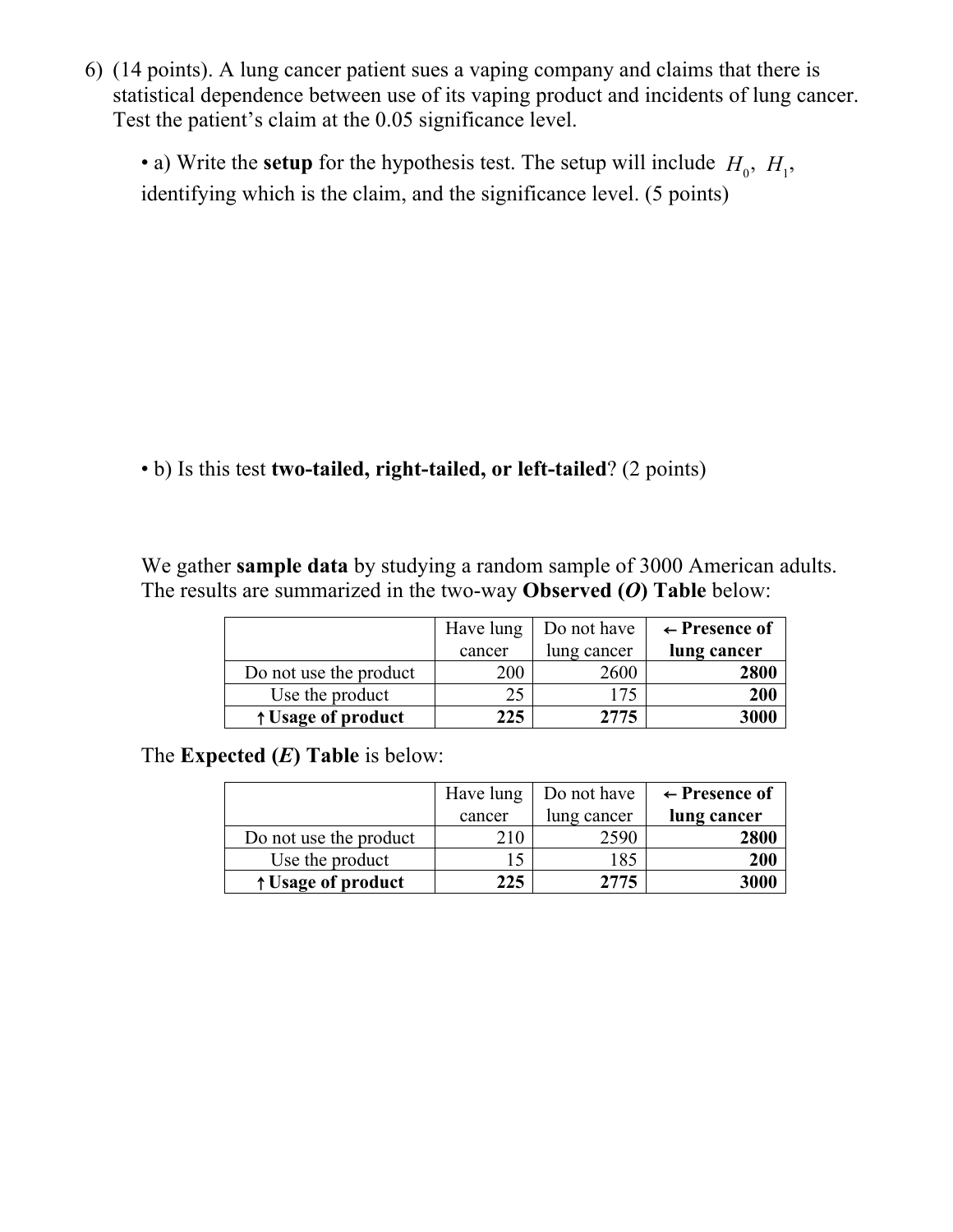6) (14 points). A lung cancer patient sues a vaping company and claims that there is statistical dependence between use of its vaping product and incidents of lung cancer. Test the patient's claim at the 0.05 significance level.

• a) Write the **setup** for the hypothesis test. The setup will include $H_0$, $H_1$, identifying which is the claim, and the significance level. (5 points)

• b) Is this test **two-tailed, right-tailed, or left-tailed**? (2 points)

We gather **sample data** by studying a random sample of 3000 American adults. The results are summarized in the two-way **Observed (*O*) Table** below:

| | Have lung cancer | Do not have lung cancer | **← Presence of lung cancer** |
|---|---|---|---|
| Do not use the product | 200 | 2600 | **2800** |
| Use the product | 25 | 175 | **200** |
| **↑ Usage of product** | **225** | **2775** | **3000** |

The **Expected (*E*) Table** is below:

| | Have lung cancer | Do not have lung cancer | **← Presence of lung cancer** |
|---|---|---|---|
| Do not use the product | 210 | 2590 | **2800** |
| Use the product | 15 | 185 | **200** |
| **↑ Usage of product** | **225** | **2775** | **3000** |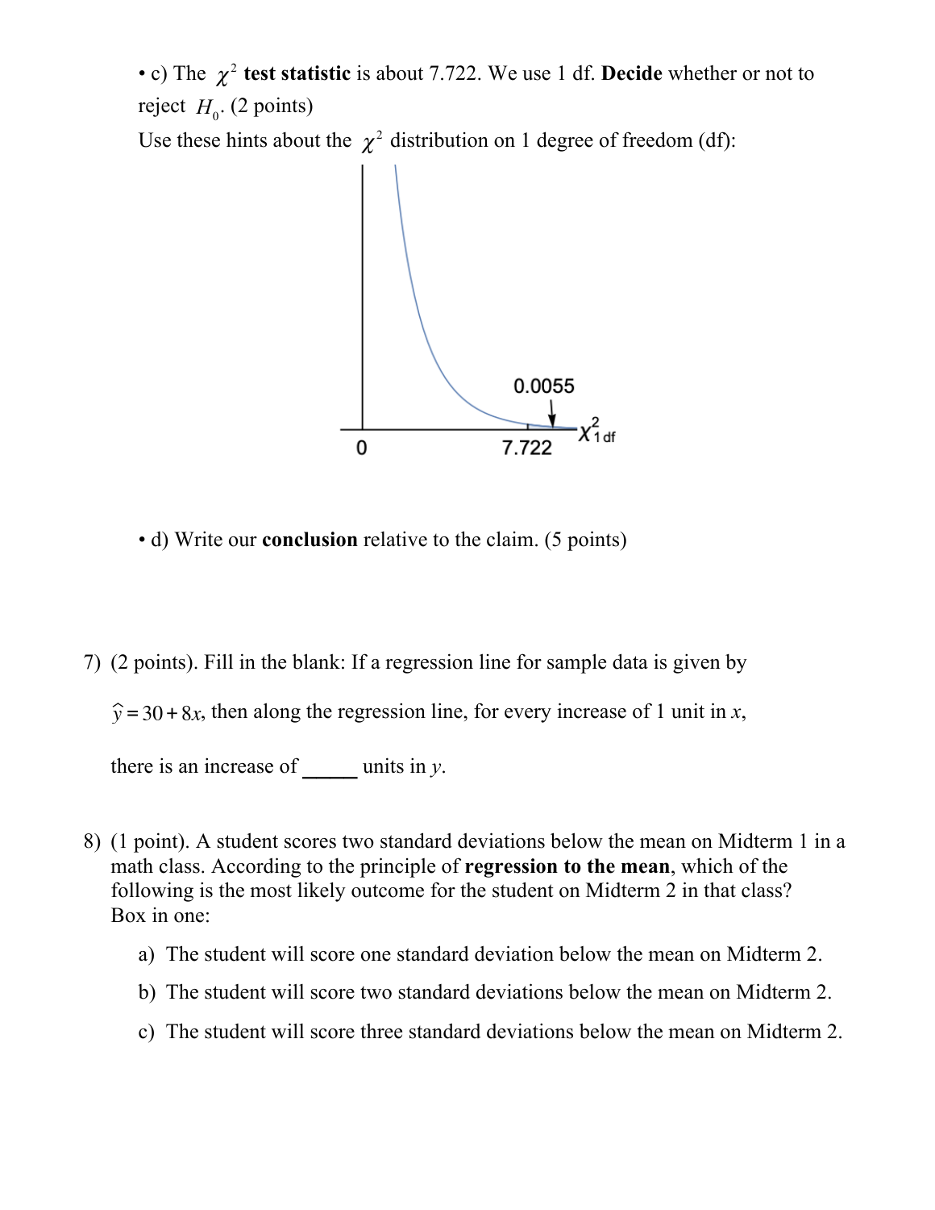• c) The $\chi^2$ **test statistic** is about 7.722. We use 1 df. **Decide** whether or not to reject $H_0$. (2 points)

Use these hints about the $\chi^2$ distribution on 1 degree of freedom (df):

• d) Write our **conclusion** relative to the claim. (5 points)

7) (2 points). Fill in the blank: If a regression line for sample data is given by

$\hat{y} = 30 + 8x$, then along the regression line, for every increase of 1 unit in $x$,

there is an increase of _____ units in $y$.

8) (1 point). A student scores two standard deviations below the mean on Midterm 1 in a math class. According to the principle of **regression to the mean**, which of the following is the most likely outcome for the student on Midterm 2 in that class? Box in one:

   a) The student will score one standard deviation below the mean on Midterm 2.

   b) The student will score two standard deviations below the mean on Midterm 2.

   c) The student will score three standard deviations below the mean on Midterm 2.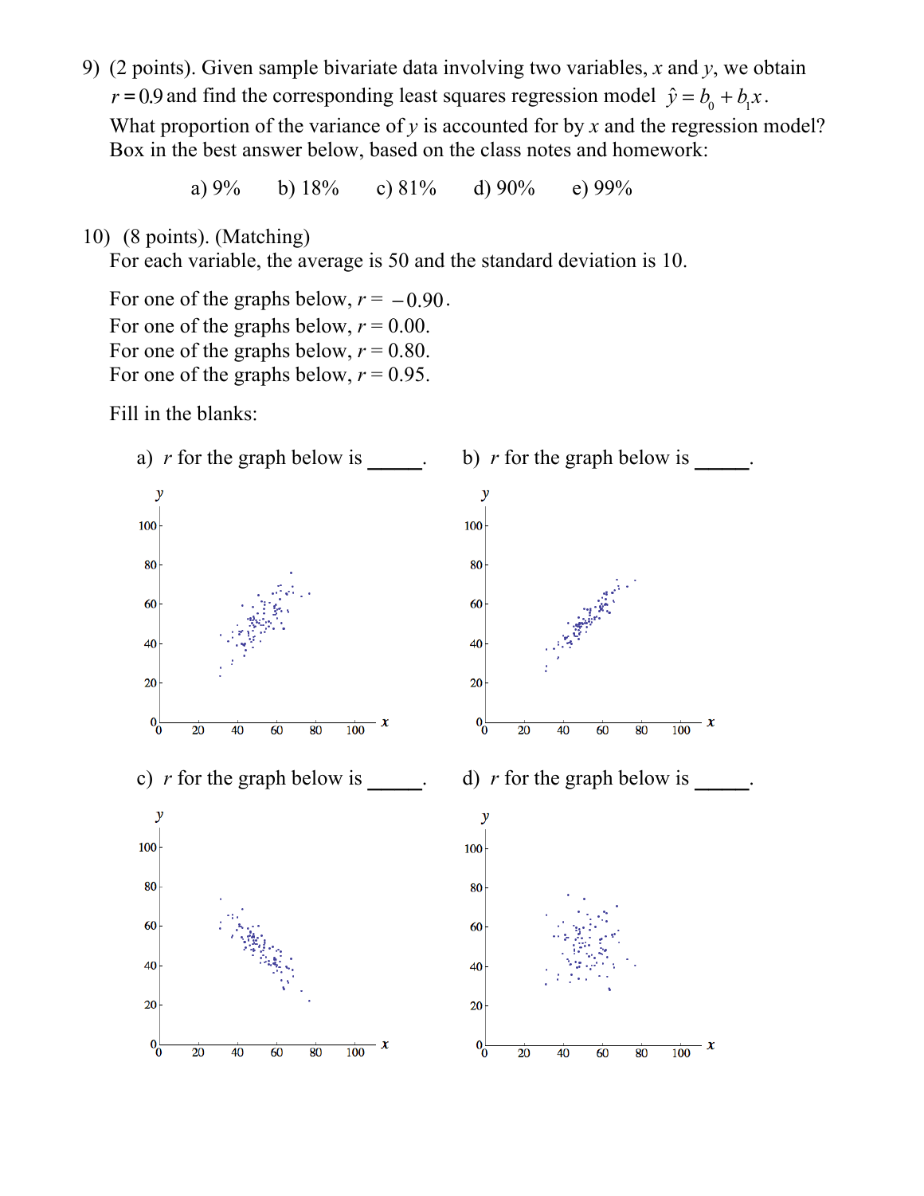9) (2 points). Given sample bivariate data involving two variables, $x$ and $y$, we obtain $r = 0.9$ and find the corresponding least squares regression model $\hat{y} = b_0 + b_1 x$. What proportion of the variance of $y$ is accounted for by $x$ and the regression model? Box in the best answer below, based on the class notes and homework:

a) 9% b) 18% c) 81% d) 90% e) 99%

10) (8 points). (Matching)
For each variable, the average is 50 and the standard deviation is 10.

For one of the graphs below, $r = -0.90$.
For one of the graphs below, $r = 0.00$.
For one of the graphs below, $r = 0.80$.
For one of the graphs below, $r = 0.95$.

Fill in the blanks:

a) $r$ for the graph below is _____.

b) $r$ for the graph below is _____.

c) $r$ for the graph below is _____.

d) $r$ for the graph below is _____.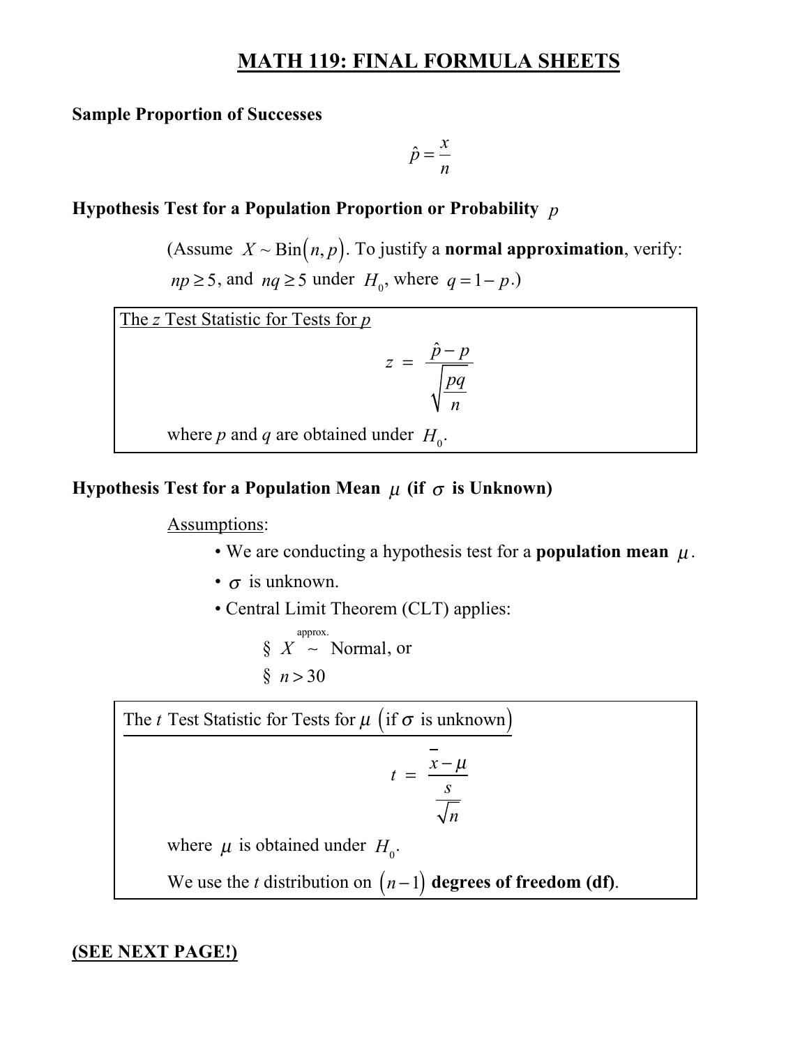# MATH 119: FINAL FORMULA SHEETS

**Sample Proportion of Successes**

$$\hat{p} = \frac{x}{n}$$

**Hypothesis Test for a Population Proportion or Probability $p$**

(Assume $X \sim \text{Bin}(n, p)$. To justify a **normal approximation**, verify: $np \geq 5$, and $nq \geq 5$ under $H_0$, where $q = 1 - p$.)

> The *z* Test Statistic for Tests for *p*
>
> $$z = \frac{\hat{p} - p}{\sqrt{\frac{pq}{n}}}$$
>
> where *p* and *q* are obtained under $H_0$.

**Hypothesis Test for a Population Mean $\mu$ (if $\sigma$ is Unknown)**

Assumptions:

- We are conducting a hypothesis test for a **population mean** $\mu$.
- $\sigma$ is unknown.
- Central Limit Theorem (CLT) applies:
  - § $X \overset{\text{approx.}}{\sim}$ Normal, or
  - § $n > 30$

> The *t* Test Statistic for Tests for $\mu$ (if $\sigma$ is unknown)
>
> $$t = \frac{\bar{x} - \mu}{\frac{s}{\sqrt{n}}}$$
>
> where $\mu$ is obtained under $H_0$.
>
> We use the *t* distribution on $(n-1)$ **degrees of freedom (df)**.

**(SEE NEXT PAGE!)**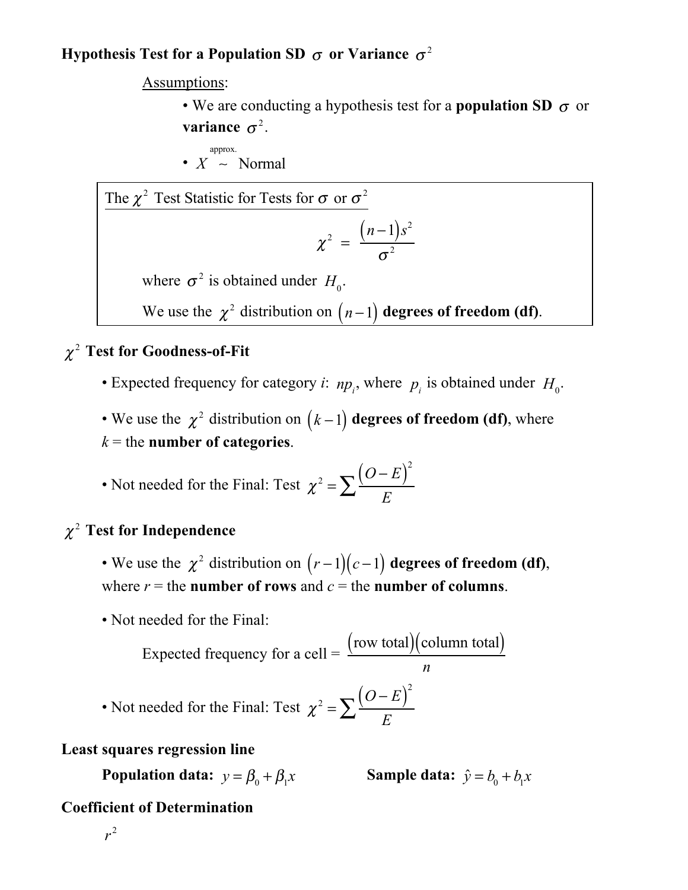**Hypothesis Test for a Population SD $\sigma$ or Variance $\sigma^2$**

Assumptions:

- We are conducting a hypothesis test for a **population SD** $\sigma$ or **variance** $\sigma^2$.
- $X \overset{\text{approx.}}{\sim}$ Normal

> The $\chi^2$ Test Statistic for Tests for $\sigma$ or $\sigma^2$
>
> $$\chi^2 = \frac{(n-1)s^2}{\sigma^2}$$
>
> where $\sigma^2$ is obtained under $H_0$.
>
> We use the $\chi^2$ distribution on $(n-1)$ **degrees of freedom (df)**.

**$\chi^2$ Test for Goodness-of-Fit**

- Expected frequency for category *i*: $np_i$, where $p_i$ is obtained under $H_0$.
- We use the $\chi^2$ distribution on $(k-1)$ **degrees of freedom (df)**, where $k$ = the **number of categories**.
- Not needed for the Final: Test $\chi^2 = \sum \frac{(O-E)^2}{E}$

**$\chi^2$ Test for Independence**

- We use the $\chi^2$ distribution on $(r-1)(c-1)$ **degrees of freedom (df)**, where $r$ = the **number of rows** and $c$ = the **number of columns**.
- Not needed for the Final:

  Expected frequency for a cell = $\frac{(\text{row total})(\text{column total})}{n}$
- Not needed for the Final: Test $\chi^2 = \sum \frac{(O-E)^2}{E}$

**Least squares regression line**

**Population data:** $y = \beta_0 + \beta_1 x$ **Sample data:** $\hat{y} = b_0 + b_1 x$

**Coefficient of Determination**

$r^2$